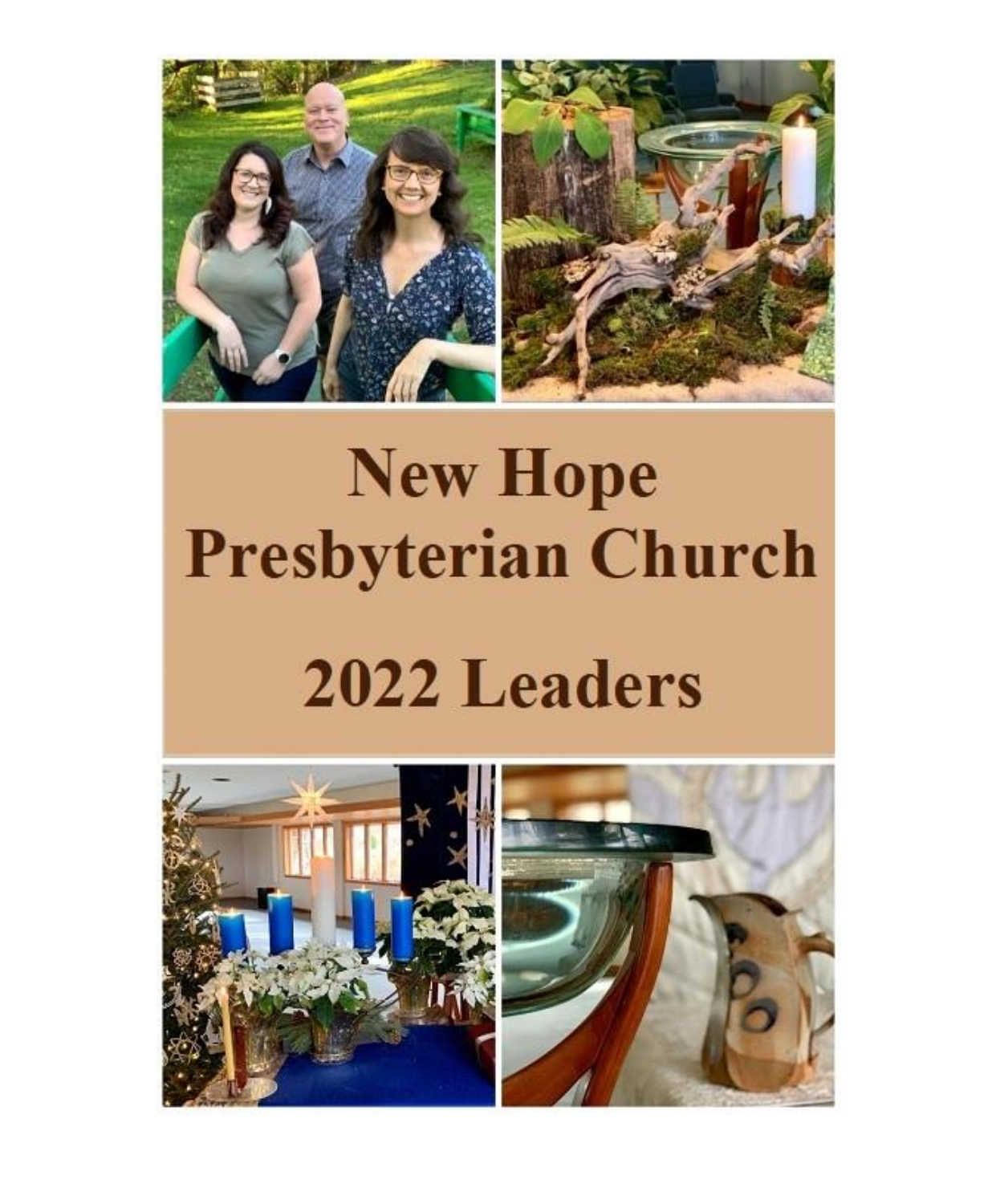# New Hope Presbyterian Church

# 2022 Leaders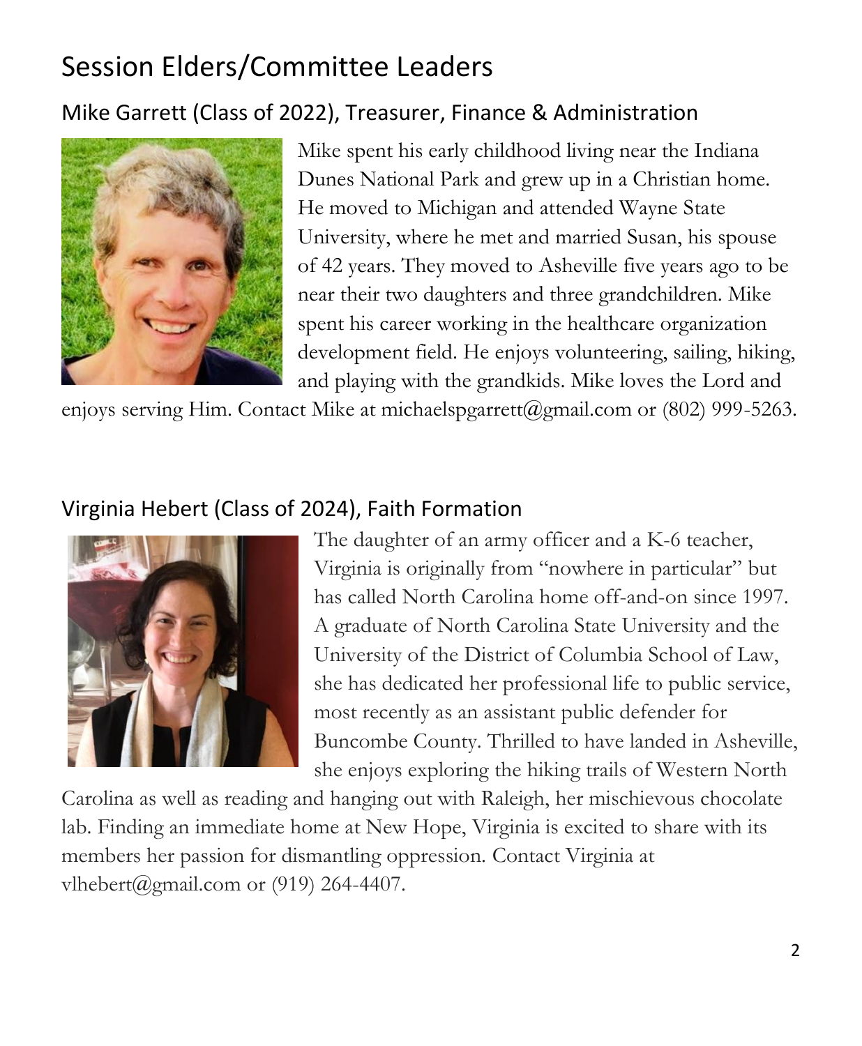# Session Elders/Committee Leaders

## Mike Garrett (Class of 2022), Treasurer, Finance & Administration

Mike spent his early childhood living near the Indiana Dunes National Park and grew up in a Christian home. He moved to Michigan and attended Wayne State University, where he met and married Susan, his spouse of 42 years. They moved to Asheville five years ago to be near their two daughters and three grandchildren. Mike spent his career working in the healthcare organization development field. He enjoys volunteering, sailing, hiking, and playing with the grandkids. Mike loves the Lord and enjoys serving Him. Contact Mike at michaelspgarrett@gmail.com or (802) 999-5263.

## Virginia Hebert (Class of 2024), Faith Formation

The daughter of an army officer and a K-6 teacher, Virginia is originally from "nowhere in particular" but has called North Carolina home off-and-on since 1997. A graduate of North Carolina State University and the University of the District of Columbia School of Law, she has dedicated her professional life to public service, most recently as an assistant public defender for Buncombe County. Thrilled to have landed in Asheville, she enjoys exploring the hiking trails of Western North Carolina as well as reading and hanging out with Raleigh, her mischievous chocolate lab. Finding an immediate home at New Hope, Virginia is excited to share with its members her passion for dismantling oppression. Contact Virginia at vlhebert@gmail.com or (919) 264-4407.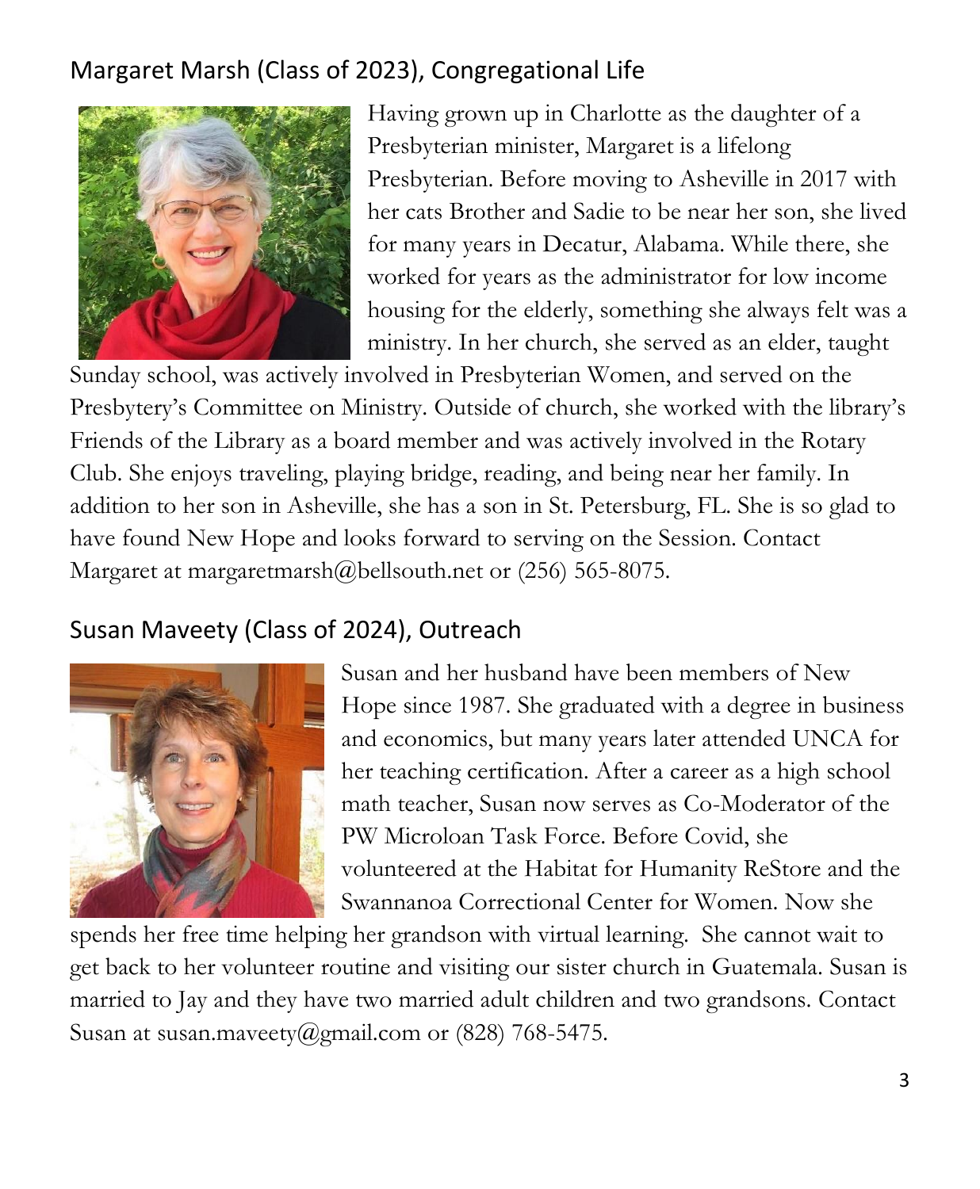## Margaret Marsh (Class of 2023), Congregational Life

Having grown up in Charlotte as the daughter of a Presbyterian minister, Margaret is a lifelong Presbyterian. Before moving to Asheville in 2017 with her cats Brother and Sadie to be near her son, she lived for many years in Decatur, Alabama. While there, she worked for years as the administrator for low income housing for the elderly, something she always felt was a ministry. In her church, she served as an elder, taught Sunday school, was actively involved in Presbyterian Women, and served on the Presbytery's Committee on Ministry. Outside of church, she worked with the library's Friends of the Library as a board member and was actively involved in the Rotary Club. She enjoys traveling, playing bridge, reading, and being near her family. In addition to her son in Asheville, she has a son in St. Petersburg, FL. She is so glad to have found New Hope and looks forward to serving on the Session. Contact Margaret at margaretmarsh@bellsouth.net or (256) 565-8075.

## Susan Maveety (Class of 2024), Outreach

Susan and her husband have been members of New Hope since 1987. She graduated with a degree in business and economics, but many years later attended UNCA for her teaching certification. After a career as a high school math teacher, Susan now serves as Co-Moderator of the PW Microloan Task Force. Before Covid, she volunteered at the Habitat for Humanity ReStore and the Swannanoa Correctional Center for Women. Now she spends her free time helping her grandson with virtual learning. She cannot wait to get back to her volunteer routine and visiting our sister church in Guatemala. Susan is married to Jay and they have two married adult children and two grandsons. Contact Susan at susan.maveety@gmail.com or (828) 768-5475.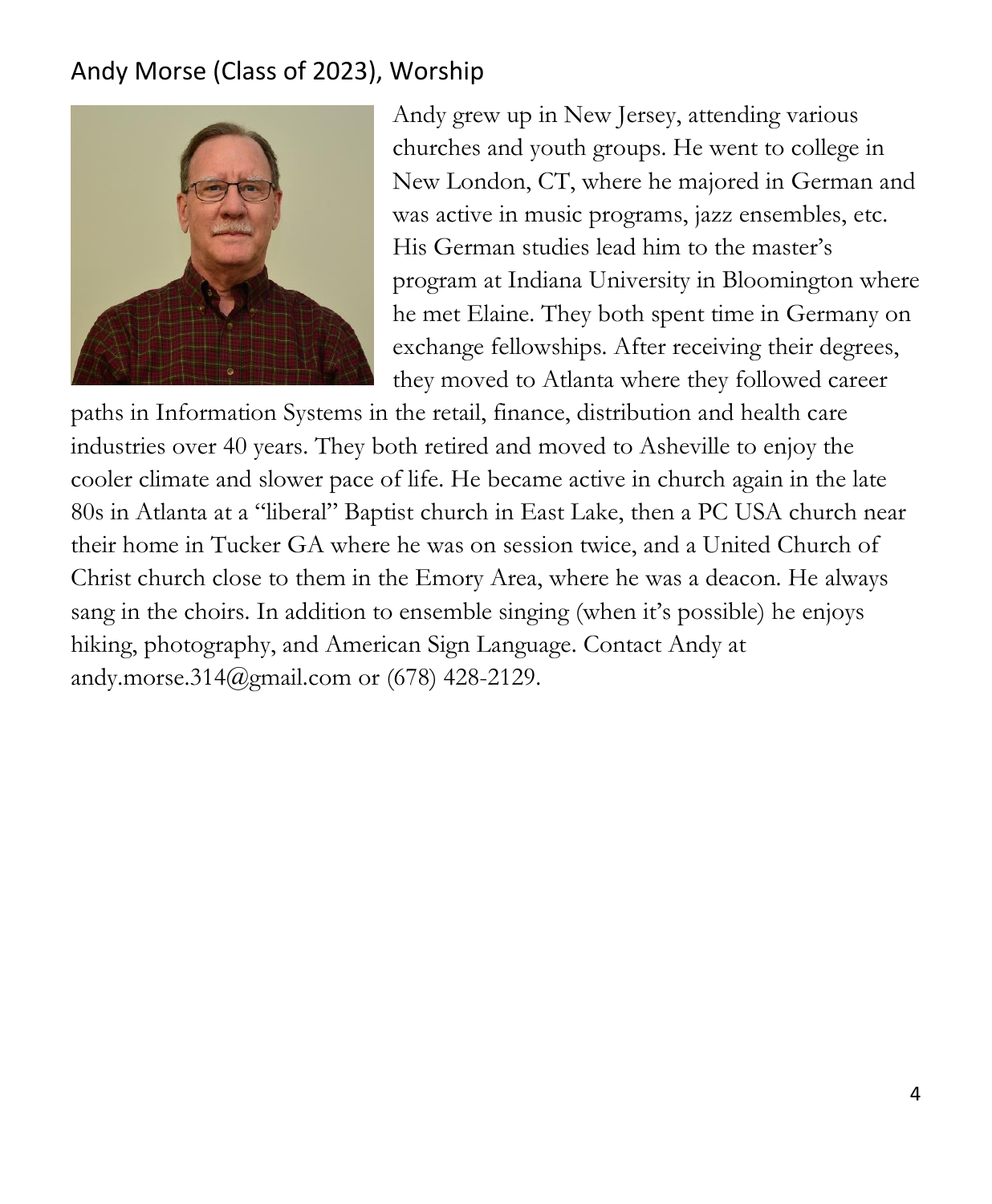## Andy Morse (Class of 2023), Worship

Andy grew up in New Jersey, attending various churches and youth groups. He went to college in New London, CT, where he majored in German and was active in music programs, jazz ensembles, etc. His German studies lead him to the master's program at Indiana University in Bloomington where he met Elaine. They both spent time in Germany on exchange fellowships. After receiving their degrees, they moved to Atlanta where they followed career paths in Information Systems in the retail, finance, distribution and health care industries over 40 years. They both retired and moved to Asheville to enjoy the cooler climate and slower pace of life. He became active in church again in the late 80s in Atlanta at a "liberal" Baptist church in East Lake, then a PC USA church near their home in Tucker GA where he was on session twice, and a United Church of Christ church close to them in the Emory Area, where he was a deacon. He always sang in the choirs. In addition to ensemble singing (when it's possible) he enjoys hiking, photography, and American Sign Language. Contact Andy at andy.morse.314@gmail.com or (678) 428-2129.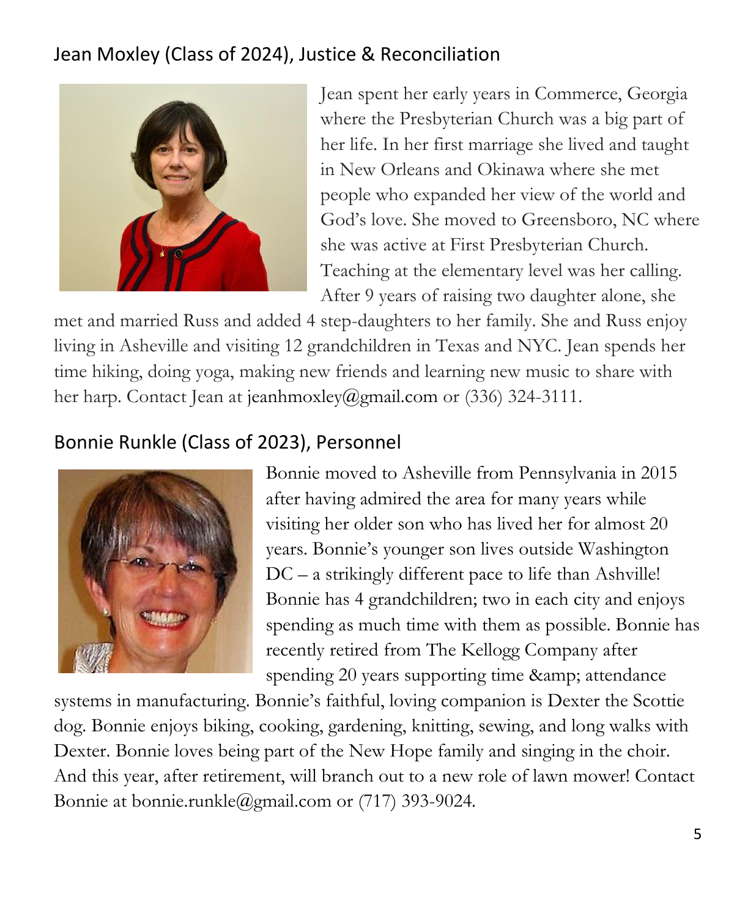## Jean Moxley (Class of 2024), Justice & Reconciliation

Jean spent her early years in Commerce, Georgia where the Presbyterian Church was a big part of her life. In her first marriage she lived and taught in New Orleans and Okinawa where she met people who expanded her view of the world and God's love. She moved to Greensboro, NC where she was active at First Presbyterian Church. Teaching at the elementary level was her calling. After 9 years of raising two daughter alone, she met and married Russ and added 4 step-daughters to her family. She and Russ enjoy living in Asheville and visiting 12 grandchildren in Texas and NYC. Jean spends her time hiking, doing yoga, making new friends and learning new music to share with her harp. Contact Jean at jeanhmoxley@gmail.com or (336) 324-3111.

## Bonnie Runkle (Class of 2023), Personnel

Bonnie moved to Asheville from Pennsylvania in 2015 after having admired the area for many years while visiting her older son who has lived her for almost 20 years. Bonnie's younger son lives outside Washington DC – a strikingly different pace to life than Ashville! Bonnie has 4 grandchildren; two in each city and enjoys spending as much time with them as possible. Bonnie has recently retired from The Kellogg Company after spending 20 years supporting time &amp; attendance systems in manufacturing. Bonnie's faithful, loving companion is Dexter the Scottie dog. Bonnie enjoys biking, cooking, gardening, knitting, sewing, and long walks with Dexter. Bonnie loves being part of the New Hope family and singing in the choir. And this year, after retirement, will branch out to a new role of lawn mower! Contact Bonnie at bonnie.runkle@gmail.com or (717) 393-9024.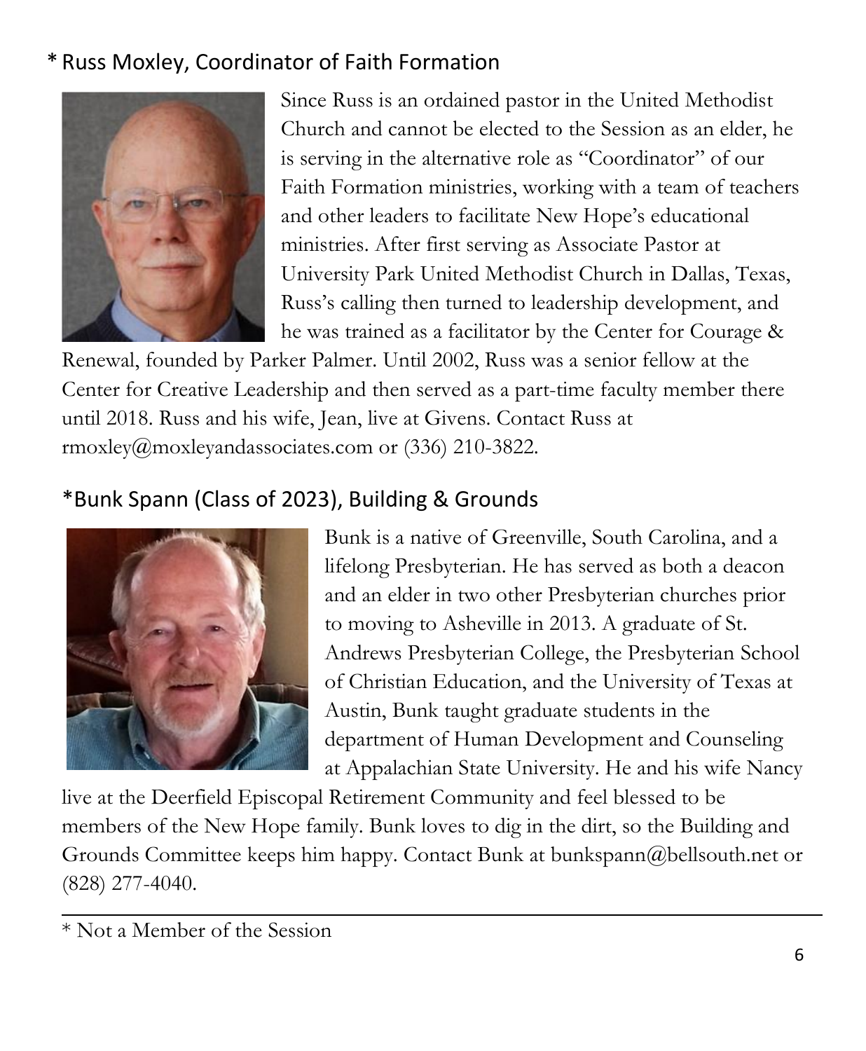## * Russ Moxley, Coordinator of Faith Formation

Since Russ is an ordained pastor in the United Methodist Church and cannot be elected to the Session as an elder, he is serving in the alternative role as "Coordinator" of our Faith Formation ministries, working with a team of teachers and other leaders to facilitate New Hope's educational ministries. After first serving as Associate Pastor at University Park United Methodist Church in Dallas, Texas, Russ's calling then turned to leadership development, and he was trained as a facilitator by the Center for Courage & Renewal, founded by Parker Palmer. Until 2002, Russ was a senior fellow at the Center for Creative Leadership and then served as a part-time faculty member there until 2018. Russ and his wife, Jean, live at Givens. Contact Russ at rmoxley@moxleyandassociates.com or (336) 210-3822.

## *Bunk Spann (Class of 2023), Building & Grounds

Bunk is a native of Greenville, South Carolina, and a lifelong Presbyterian. He has served as both a deacon and an elder in two other Presbyterian churches prior to moving to Asheville in 2013. A graduate of St. Andrews Presbyterian College, the Presbyterian School of Christian Education, and the University of Texas at Austin, Bunk taught graduate students in the department of Human Development and Counseling at Appalachian State University. He and his wife Nancy live at the Deerfield Episcopal Retirement Community and feel blessed to be members of the New Hope family. Bunk loves to dig in the dirt, so the Building and Grounds Committee keeps him happy. Contact Bunk at bunkspann@bellsouth.net or (828) 277-4040.

---

* Not a Member of the Session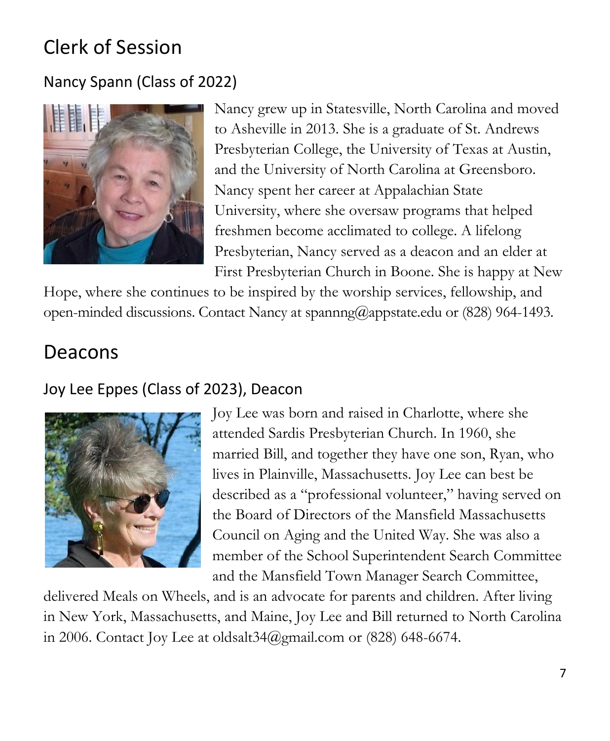## Clerk of Session

### Nancy Spann (Class of 2022)

Nancy grew up in Statesville, North Carolina and moved to Asheville in 2013. She is a graduate of St. Andrews Presbyterian College, the University of Texas at Austin, and the University of North Carolina at Greensboro. Nancy spent her career at Appalachian State University, where she oversaw programs that helped freshmen become acclimated to college. A lifelong Presbyterian, Nancy served as a deacon and an elder at First Presbyterian Church in Boone. She is happy at New Hope, where she continues to be inspired by the worship services, fellowship, and open-minded discussions. Contact Nancy at spannng@appstate.edu or (828) 964-1493.

## Deacons

### Joy Lee Eppes (Class of 2023), Deacon

Joy Lee was born and raised in Charlotte, where she attended Sardis Presbyterian Church. In 1960, she married Bill, and together they have one son, Ryan, who lives in Plainville, Massachusetts. Joy Lee can best be described as a "professional volunteer," having served on the Board of Directors of the Mansfield Massachusetts Council on Aging and the United Way. She was also a member of the School Superintendent Search Committee and the Mansfield Town Manager Search Committee, delivered Meals on Wheels, and is an advocate for parents and children. After living in New York, Massachusetts, and Maine, Joy Lee and Bill returned to North Carolina in 2006. Contact Joy Lee at oldsalt34@gmail.com or (828) 648-6674.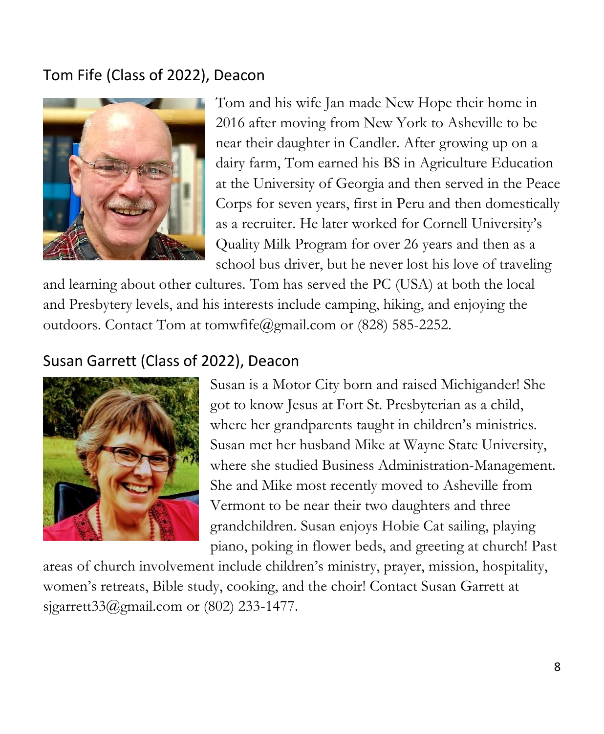## Tom Fife (Class of 2022), Deacon

Tom and his wife Jan made New Hope their home in 2016 after moving from New York to Asheville to be near their daughter in Candler. After growing up on a dairy farm, Tom earned his BS in Agriculture Education at the University of Georgia and then served in the Peace Corps for seven years, first in Peru and then domestically as a recruiter. He later worked for Cornell University's Quality Milk Program for over 26 years and then as a school bus driver, but he never lost his love of traveling and learning about other cultures. Tom has served the PC (USA) at both the local and Presbytery levels, and his interests include camping, hiking, and enjoying the outdoors. Contact Tom at tomwfife@gmail.com or (828) 585-2252.

## Susan Garrett (Class of 2022), Deacon

Susan is a Motor City born and raised Michigander! She got to know Jesus at Fort St. Presbyterian as a child, where her grandparents taught in children's ministries. Susan met her husband Mike at Wayne State University, where she studied Business Administration-Management. She and Mike most recently moved to Asheville from Vermont to be near their two daughters and three grandchildren. Susan enjoys Hobie Cat sailing, playing piano, poking in flower beds, and greeting at church! Past areas of church involvement include children's ministry, prayer, mission, hospitality, women's retreats, Bible study, cooking, and the choir! Contact Susan Garrett at sjgarrett33@gmail.com or (802) 233-1477.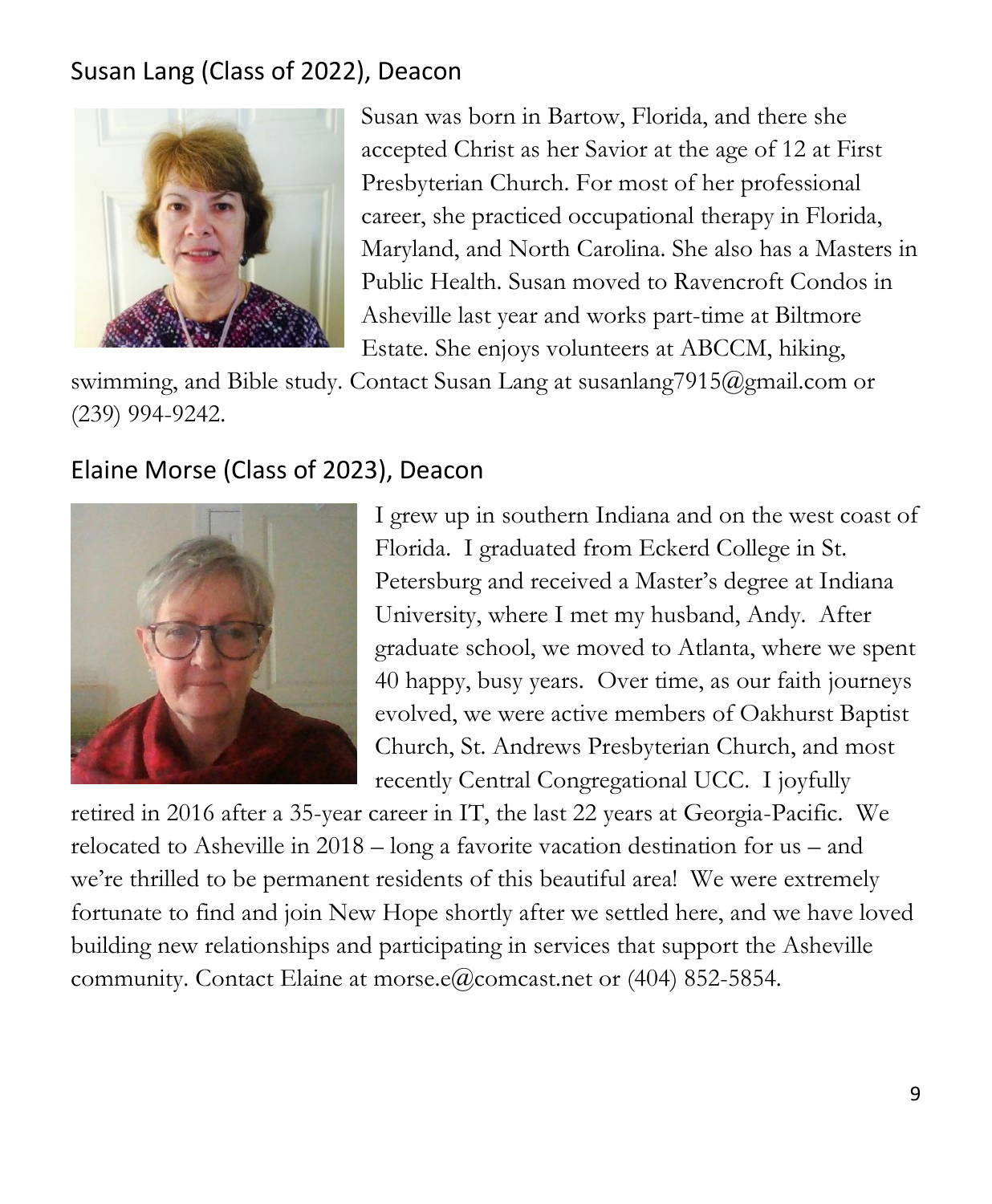## Susan Lang (Class of 2022), Deacon

Susan was born in Bartow, Florida, and there she accepted Christ as her Savior at the age of 12 at First Presbyterian Church. For most of her professional career, she practiced occupational therapy in Florida, Maryland, and North Carolina. She also has a Masters in Public Health. Susan moved to Ravencroft Condos in Asheville last year and works part-time at Biltmore Estate. She enjoys volunteers at ABCCM, hiking, swimming, and Bible study. Contact Susan Lang at susanlang7915@gmail.com or (239) 994-9242.

## Elaine Morse (Class of 2023), Deacon

I grew up in southern Indiana and on the west coast of Florida. I graduated from Eckerd College in St. Petersburg and received a Master's degree at Indiana University, where I met my husband, Andy. After graduate school, we moved to Atlanta, where we spent 40 happy, busy years. Over time, as our faith journeys evolved, we were active members of Oakhurst Baptist Church, St. Andrews Presbyterian Church, and most recently Central Congregational UCC. I joyfully retired in 2016 after a 35-year career in IT, the last 22 years at Georgia-Pacific. We relocated to Asheville in 2018 – long a favorite vacation destination for us – and we're thrilled to be permanent residents of this beautiful area! We were extremely fortunate to find and join New Hope shortly after we settled here, and we have loved building new relationships and participating in services that support the Asheville community. Contact Elaine at morse.e@comcast.net or (404) 852-5854.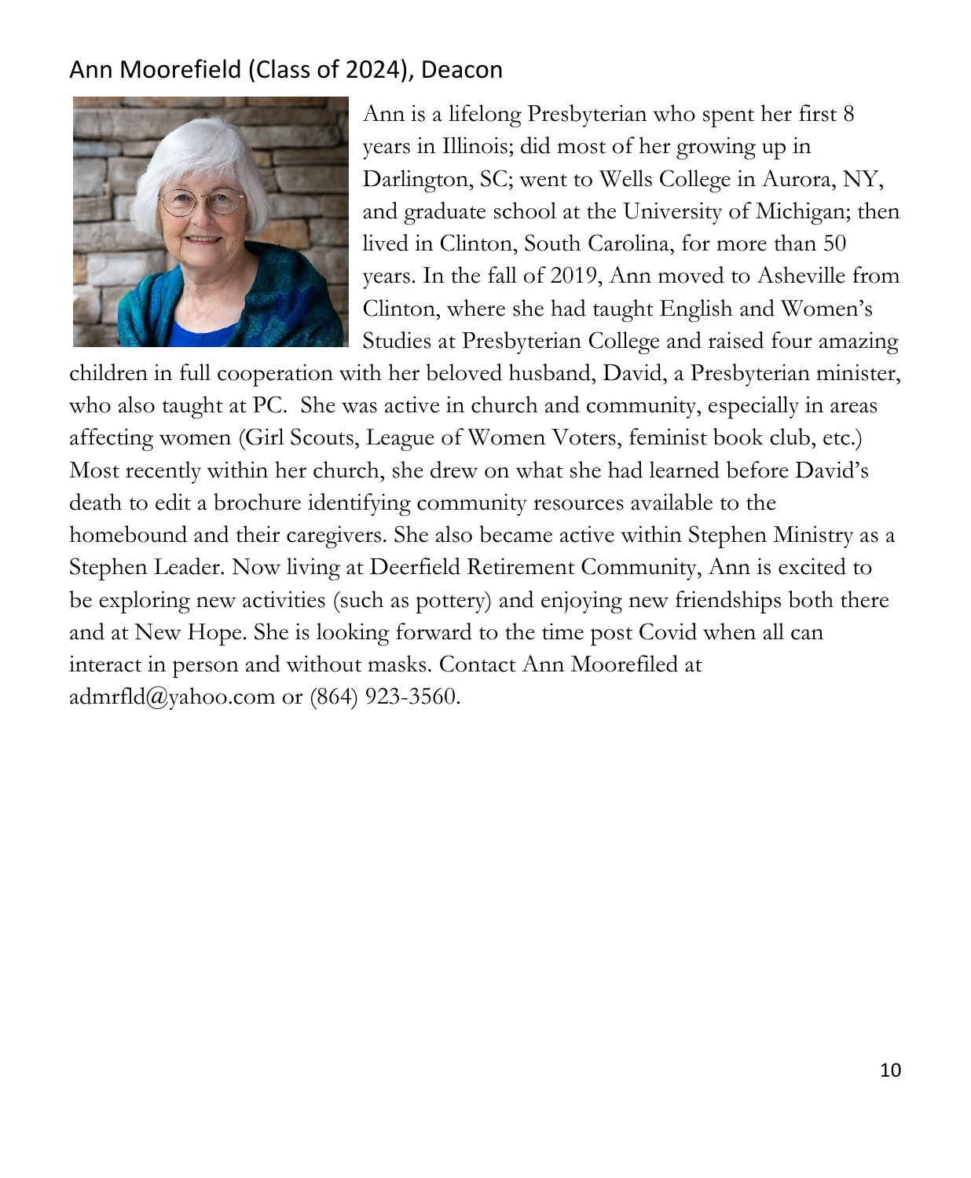## Ann Moorefield (Class of 2024), Deacon

Ann is a lifelong Presbyterian who spent her first 8 years in Illinois; did most of her growing up in Darlington, SC; went to Wells College in Aurora, NY, and graduate school at the University of Michigan; then lived in Clinton, South Carolina, for more than 50 years. In the fall of 2019, Ann moved to Asheville from Clinton, where she had taught English and Women's Studies at Presbyterian College and raised four amazing children in full cooperation with her beloved husband, David, a Presbyterian minister, who also taught at PC. She was active in church and community, especially in areas affecting women (Girl Scouts, League of Women Voters, feminist book club, etc.) Most recently within her church, she drew on what she had learned before David's death to edit a brochure identifying community resources available to the homebound and their caregivers. She also became active within Stephen Ministry as a Stephen Leader. Now living at Deerfield Retirement Community, Ann is excited to be exploring new activities (such as pottery) and enjoying new friendships both there and at New Hope. She is looking forward to the time post Covid when all can interact in person and without masks. Contact Ann Moorefiled at admrfld@yahoo.com or (864) 923-3560.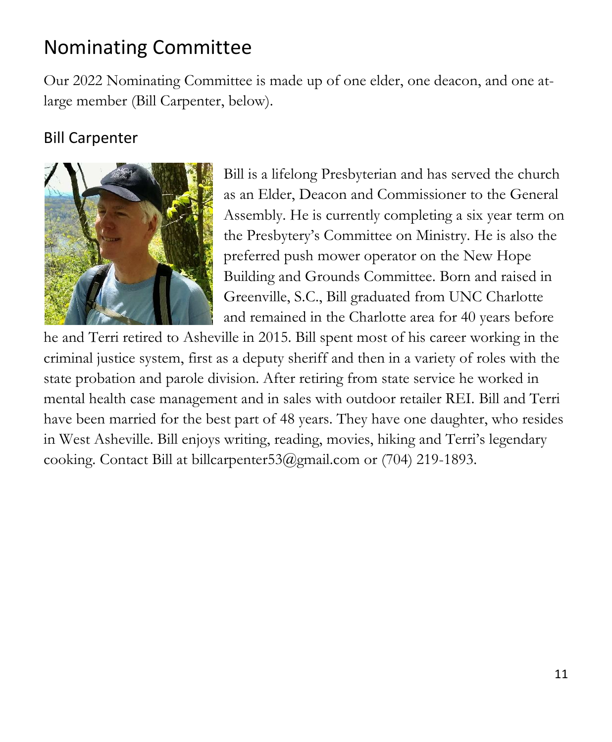# Nominating Committee

Our 2022 Nominating Committee is made up of one elder, one deacon, and one at-large member (Bill Carpenter, below).

## Bill Carpenter

Bill is a lifelong Presbyterian and has served the church as an Elder, Deacon and Commissioner to the General Assembly. He is currently completing a six year term on the Presbytery's Committee on Ministry. He is also the preferred push mower operator on the New Hope Building and Grounds Committee. Born and raised in Greenville, S.C., Bill graduated from UNC Charlotte and remained in the Charlotte area for 40 years before he and Terri retired to Asheville in 2015. Bill spent most of his career working in the criminal justice system, first as a deputy sheriff and then in a variety of roles with the state probation and parole division. After retiring from state service he worked in mental health case management and in sales with outdoor retailer REI. Bill and Terri have been married for the best part of 48 years. They have one daughter, who resides in West Asheville. Bill enjoys writing, reading, movies, hiking and Terri's legendary cooking. Contact Bill at billcarpenter53@gmail.com or (704) 219-1893.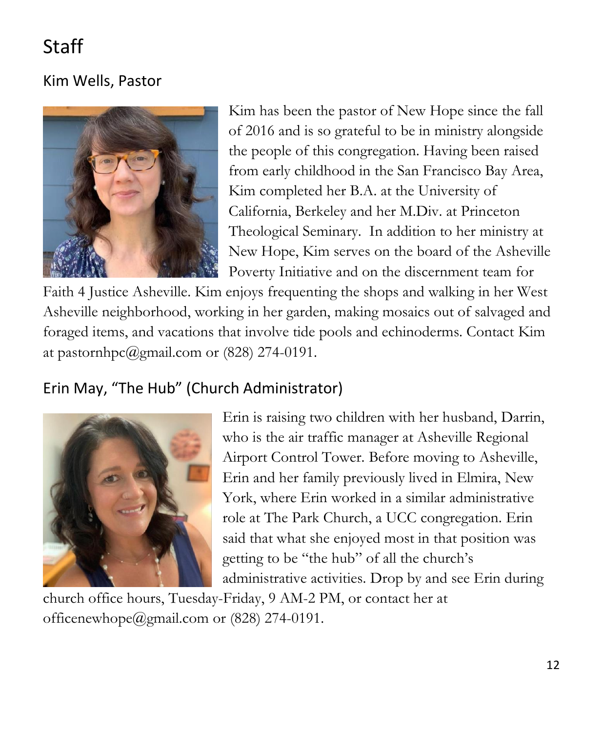# Staff

## Kim Wells, Pastor

Kim has been the pastor of New Hope since the fall of 2016 and is so grateful to be in ministry alongside the people of this congregation. Having been raised from early childhood in the San Francisco Bay Area, Kim completed her B.A. at the University of California, Berkeley and her M.Div. at Princeton Theological Seminary. In addition to her ministry at New Hope, Kim serves on the board of the Asheville Poverty Initiative and on the discernment team for Faith 4 Justice Asheville. Kim enjoys frequenting the shops and walking in her West Asheville neighborhood, working in her garden, making mosaics out of salvaged and foraged items, and vacations that involve tide pools and echinoderms. Contact Kim at pastornhpc@gmail.com or (828) 274-0191.

## Erin May, "The Hub" (Church Administrator)

Erin is raising two children with her husband, Darrin, who is the air traffic manager at Asheville Regional Airport Control Tower. Before moving to Asheville, Erin and her family previously lived in Elmira, New York, where Erin worked in a similar administrative role at The Park Church, a UCC congregation. Erin said that what she enjoyed most in that position was getting to be "the hub" of all the church's administrative activities. Drop by and see Erin during church office hours, Tuesday-Friday, 9 AM-2 PM, or contact her at officenewhope@gmail.com or (828) 274-0191.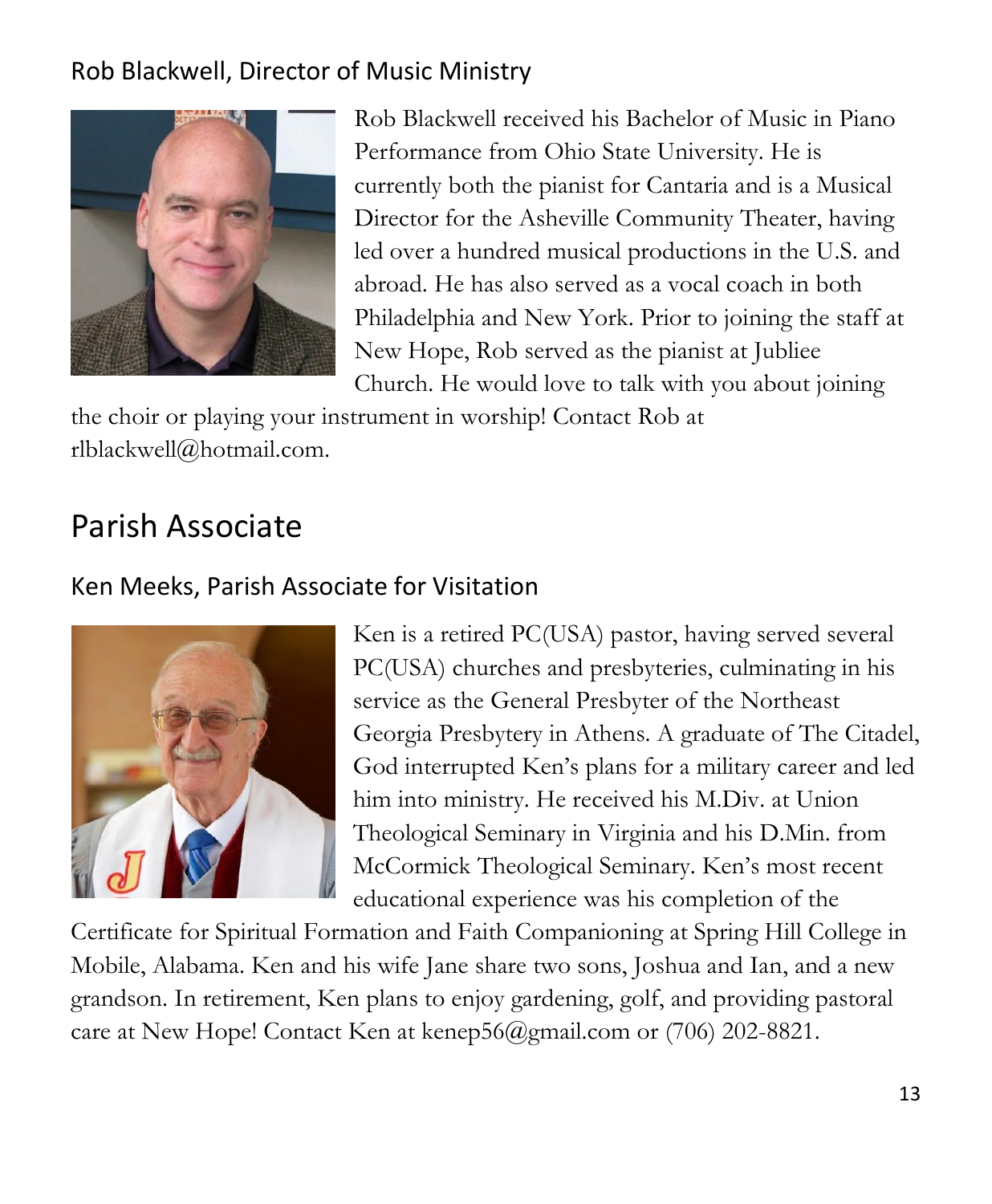### Rob Blackwell, Director of Music Ministry

Rob Blackwell received his Bachelor of Music in Piano Performance from Ohio State University. He is currently both the pianist for Cantaria and is a Musical Director for the Asheville Community Theater, having led over a hundred musical productions in the U.S. and abroad. He has also served as a vocal coach in both Philadelphia and New York. Prior to joining the staff at New Hope, Rob served as the pianist at Jubliee Church. He would love to talk with you about joining the choir or playing your instrument in worship! Contact Rob at rlblackwell@hotmail.com.

## Parish Associate

### Ken Meeks, Parish Associate for Visitation

Ken is a retired PC(USA) pastor, having served several PC(USA) churches and presbyteries, culminating in his service as the General Presbyter of the Northeast Georgia Presbytery in Athens. A graduate of The Citadel, God interrupted Ken's plans for a military career and led him into ministry. He received his M.Div. at Union Theological Seminary in Virginia and his D.Min. from McCormick Theological Seminary. Ken's most recent educational experience was his completion of the Certificate for Spiritual Formation and Faith Companioning at Spring Hill College in Mobile, Alabama. Ken and his wife Jane share two sons, Joshua and Ian, and a new grandson. In retirement, Ken plans to enjoy gardening, golf, and providing pastoral care at New Hope! Contact Ken at kenep56@gmail.com or (706) 202-8821.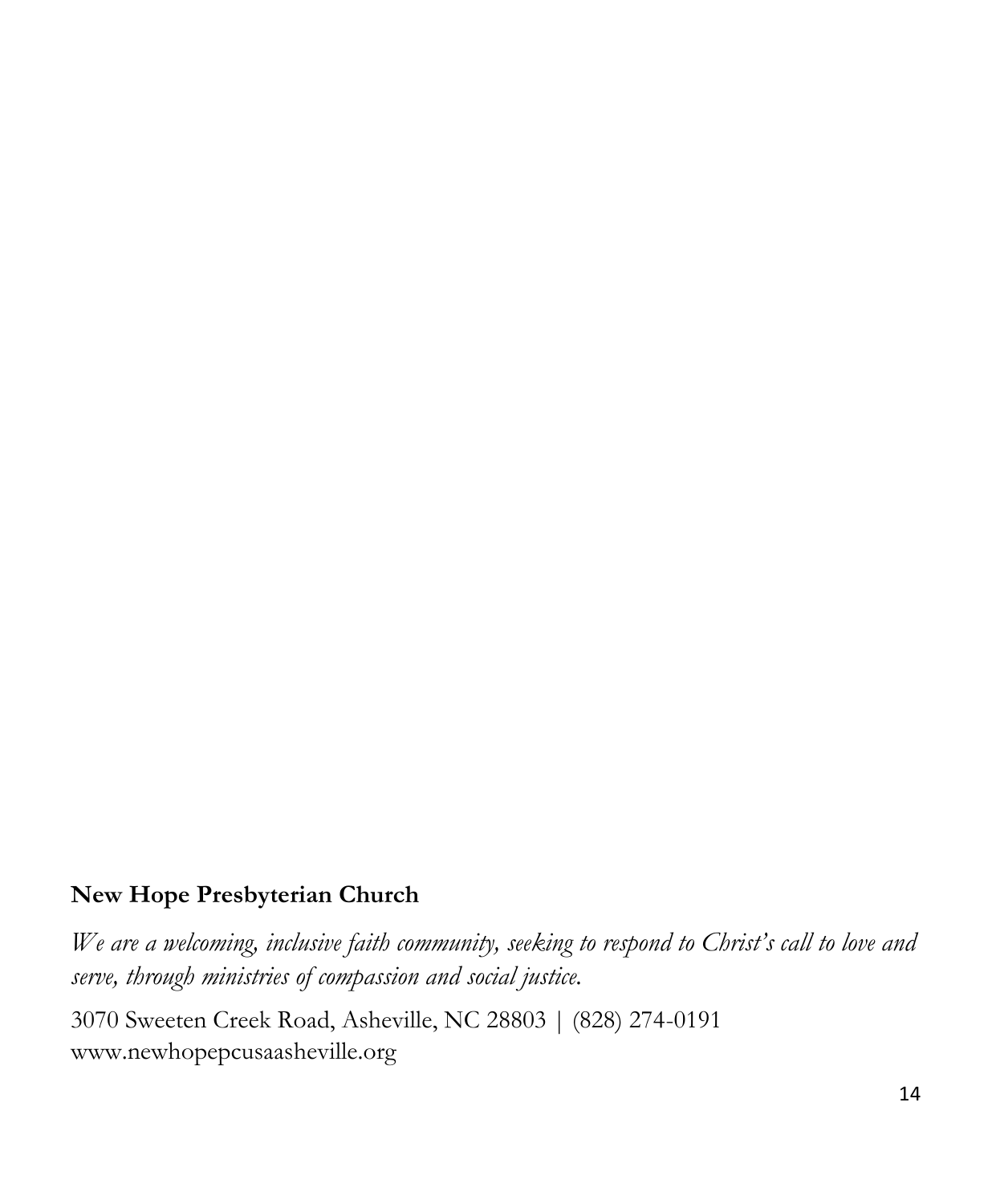**New Hope Presbyterian Church**

*We are a welcoming, inclusive faith community, seeking to respond to Christ's call to love and serve, through ministries of compassion and social justice.*

3070 Sweeten Creek Road, Asheville, NC 28803 | (828) 274-0191
www.newhopepcusaasheville.org